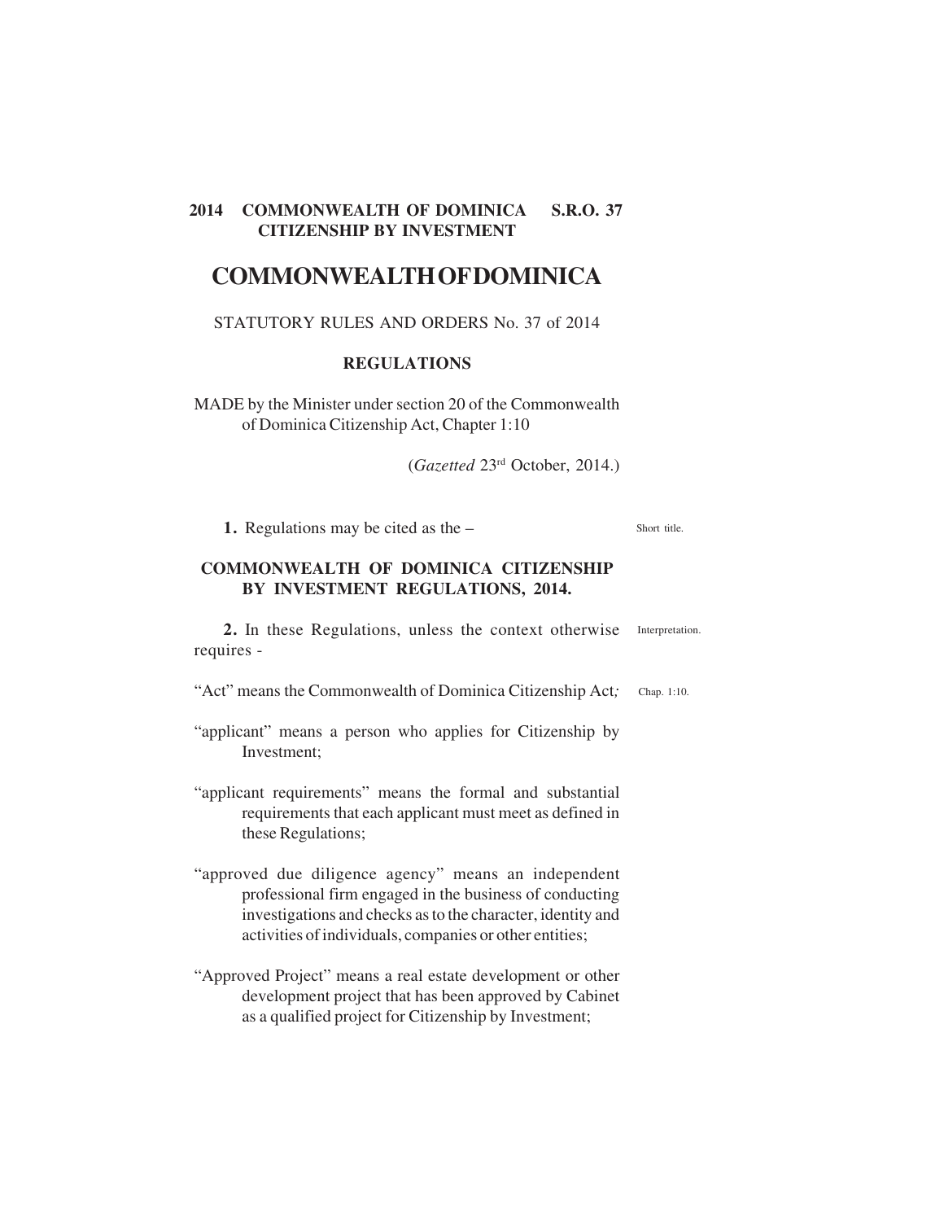# COMMONWEALTH OF DOMINICA

STATUTORY RULES AND ORDERS No. 37 of 2014

## REGULATIONS

MADE by the Minister under section 20 of the Commonwealth of Dominica Citizenship Act, Chapter 1:10

(*Gazetted* 23rd October, 2014.)

Short title.

**1.** Regulations may be cited as the –

**COMMONWEALTH OF DOMINICA CITIZENSHIP BY INVESTMENT REGULATIONS, 2014.**

Interpretation.

**2.** In these Regulations, unless the context otherwise requires -

"Act" means the Commonwealth of Dominica Citizenship Act; Chap. 1:10.

"applicant" means a person who applies for Citizenship by Investment;

"applicant requirements" means the formal and substantial requirements that each applicant must meet as defined in these Regulations;

"approved due diligence agency" means an independent professional firm engaged in the business of conducting investigations and checks as to the character, identity and activities of individuals, companies or other entities;

"Approved Project" means a real estate development or other development project that has been approved by Cabinet as a qualified project for Citizenship by Investment;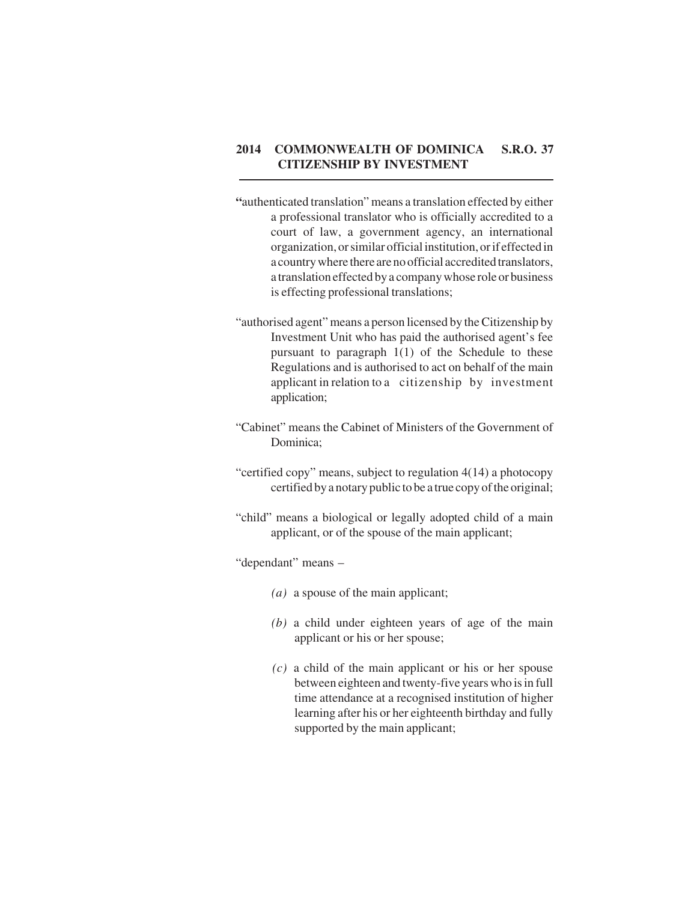"authenticated translation" means a translation effected by either a professional translator who is officially accredited to a court of law, a government agency, an international organization, or similar official institution, or if effected in a country where there are no official accredited translators, a translation effected by a company whose role or business is effecting professional translations;

"authorised agent" means a person licensed by the Citizenship by Investment Unit who has paid the authorised agent's fee pursuant to paragraph 1(1) of the Schedule to these Regulations and is authorised to act on behalf of the main applicant in relation to a citizenship by investment application;

"Cabinet" means the Cabinet of Ministers of the Government of Dominica;

"certified copy" means, subject to regulation 4(14) a photocopy certified by a notary public to be a true copy of the original;

"child" means a biological or legally adopted child of a main applicant, or of the spouse of the main applicant;

"dependant" means –

*(a)* a spouse of the main applicant;

*(b)* a child under eighteen years of age of the main applicant or his or her spouse;

*(c)* a child of the main applicant or his or her spouse between eighteen and twenty-five years who is in full time attendance at a recognised institution of higher learning after his or her eighteenth birthday and fully supported by the main applicant;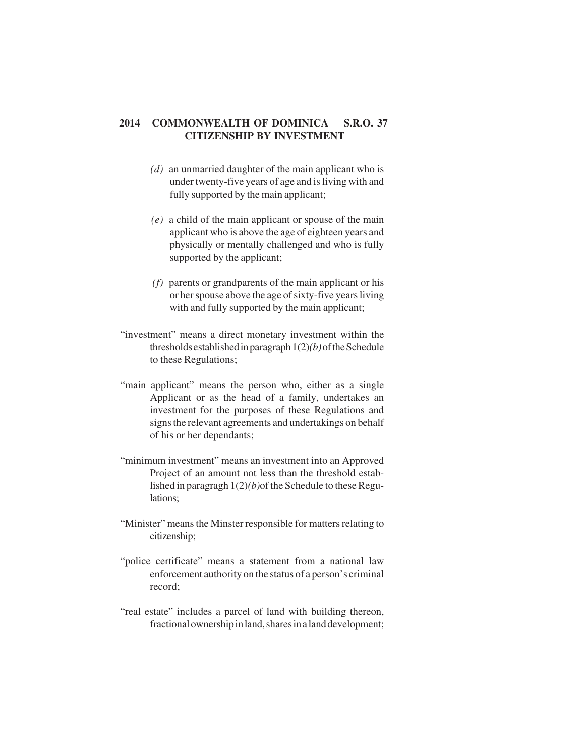*(d)* an unmarried daughter of the main applicant who is under twenty-five years of age and is living with and fully supported by the main applicant;

*(e)* a child of the main applicant or spouse of the main applicant who is above the age of eighteen years and physically or mentally challenged and who is fully supported by the applicant;

*(f)* parents or grandparents of the main applicant or his or her spouse above the age of sixty-five years living with and fully supported by the main applicant;

"investment" means a direct monetary investment within the thresholds established in paragraph 1(2)*(b)* of the Schedule to these Regulations;

"main applicant" means the person who, either as a single Applicant or as the head of a family, undertakes an investment for the purposes of these Regulations and signs the relevant agreements and undertakings on behalf of his or her dependants;

"minimum investment" means an investment into an Approved Project of an amount not less than the threshold established in paragragh 1(2)*(b)*of the Schedule to these Regulations;

"Minister" means the Minster responsible for matters relating to citizenship;

"police certificate" means a statement from a national law enforcement authority on the status of a person's criminal record;

"real estate" includes a parcel of land with building thereon, fractional ownership in land, shares in a land development;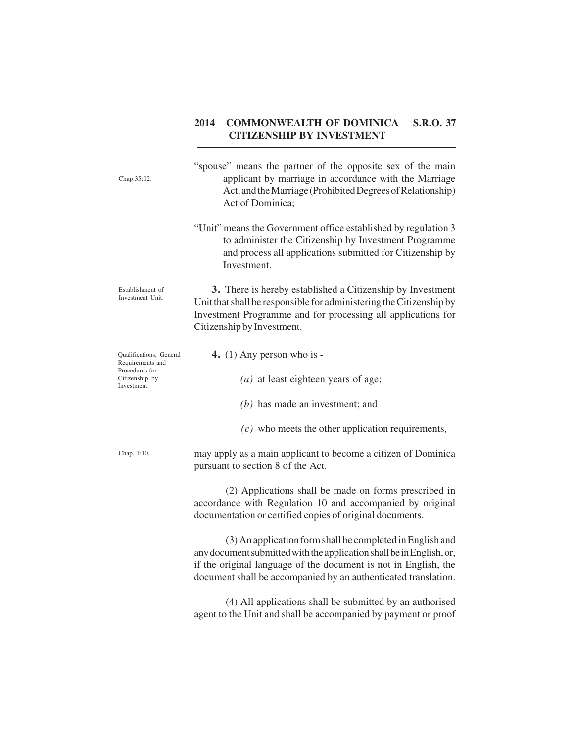Chap.35:02.

"spouse" means the partner of the opposite sex of the main applicant by marriage in accordance with the Marriage Act, and the Marriage (Prohibited Degrees of Relationship) Act of Dominica;

"Unit" means the Government office established by regulation 3 to administer the Citizenship by Investment Programme and process all applications submitted for Citizenship by Investment.

Establishment of Investment Unit.

**3.** There is hereby established a Citizenship by Investment Unit that shall be responsible for administering the Citizenship by Investment Programme and for processing all applications for Citizenship by Investment.

Qualifications, General Requirements and Procedures for Citizenship by Investment.

**4.** (1) Any person who is -

*(a)* at least eighteen years of age;

*(b)* has made an investment; and

*(c)* who meets the other application requirements,

Chap. 1:10.

may apply as a main applicant to become a citizen of Dominica pursuant to section 8 of the Act.

(2) Applications shall be made on forms prescribed in accordance with Regulation 10 and accompanied by original documentation or certified copies of original documents.

(3) An application form shall be completed in English and any document submitted with the application shall be in English, or, if the original language of the document is not in English, the document shall be accompanied by an authenticated translation.

(4) All applications shall be submitted by an authorised agent to the Unit and shall be accompanied by payment or proof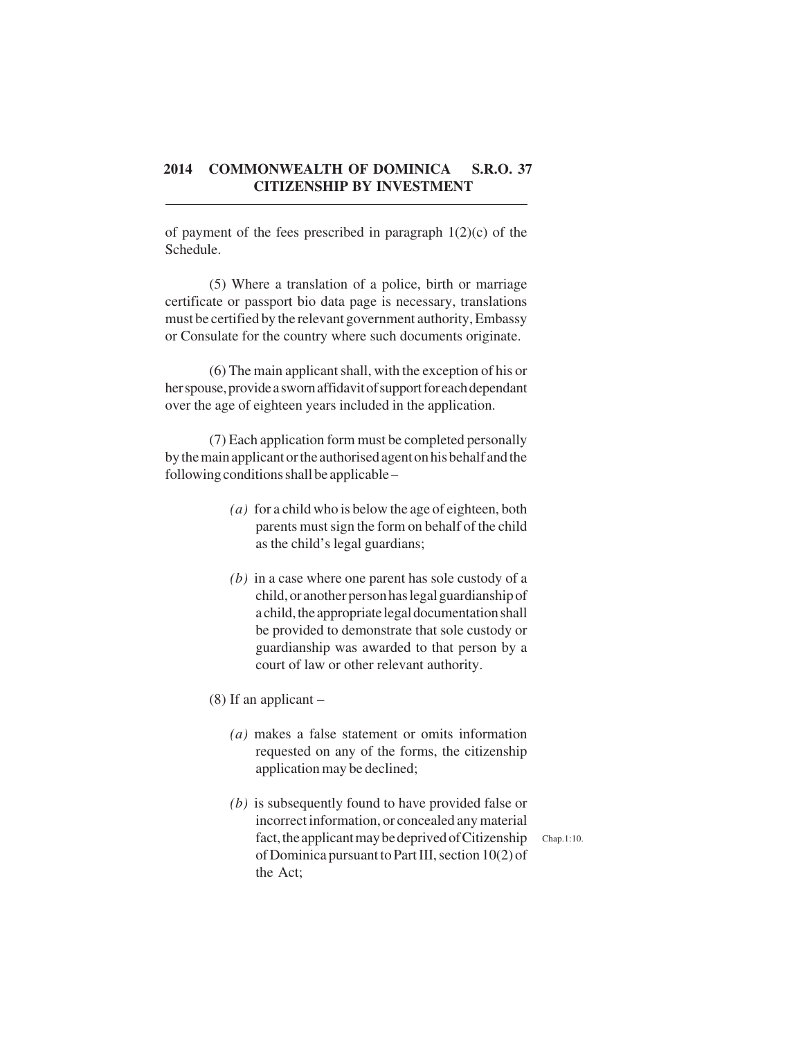of payment of the fees prescribed in paragraph 1(2)(c) of the Schedule.

(5) Where a translation of a police, birth or marriage certificate or passport bio data page is necessary, translations must be certified by the relevant government authority, Embassy or Consulate for the country where such documents originate.

(6) The main applicant shall, with the exception of his or her spouse, provide a sworn affidavit of support for each dependant over the age of eighteen years included in the application.

(7) Each application form must be completed personally by the main applicant or the authorised agent on his behalf and the following conditions shall be applicable –

*(a)* for a child who is below the age of eighteen, both parents must sign the form on behalf of the child as the child's legal guardians;

*(b)* in a case where one parent has sole custody of a child, or another person has legal guardianship of a child, the appropriate legal documentation shall be provided to demonstrate that sole custody or guardianship was awarded to that person by a court of law or other relevant authority.

(8) If an applicant –

*(a)* makes a false statement or omits information requested on any of the forms, the citizenship application may be declined;

*(b)* is subsequently found to have provided false or incorrect information, or concealed any material fact, the applicant may be deprived of Citizenship of Dominica pursuant to Part III, section 10(2) of the Act;

Chap.1:10.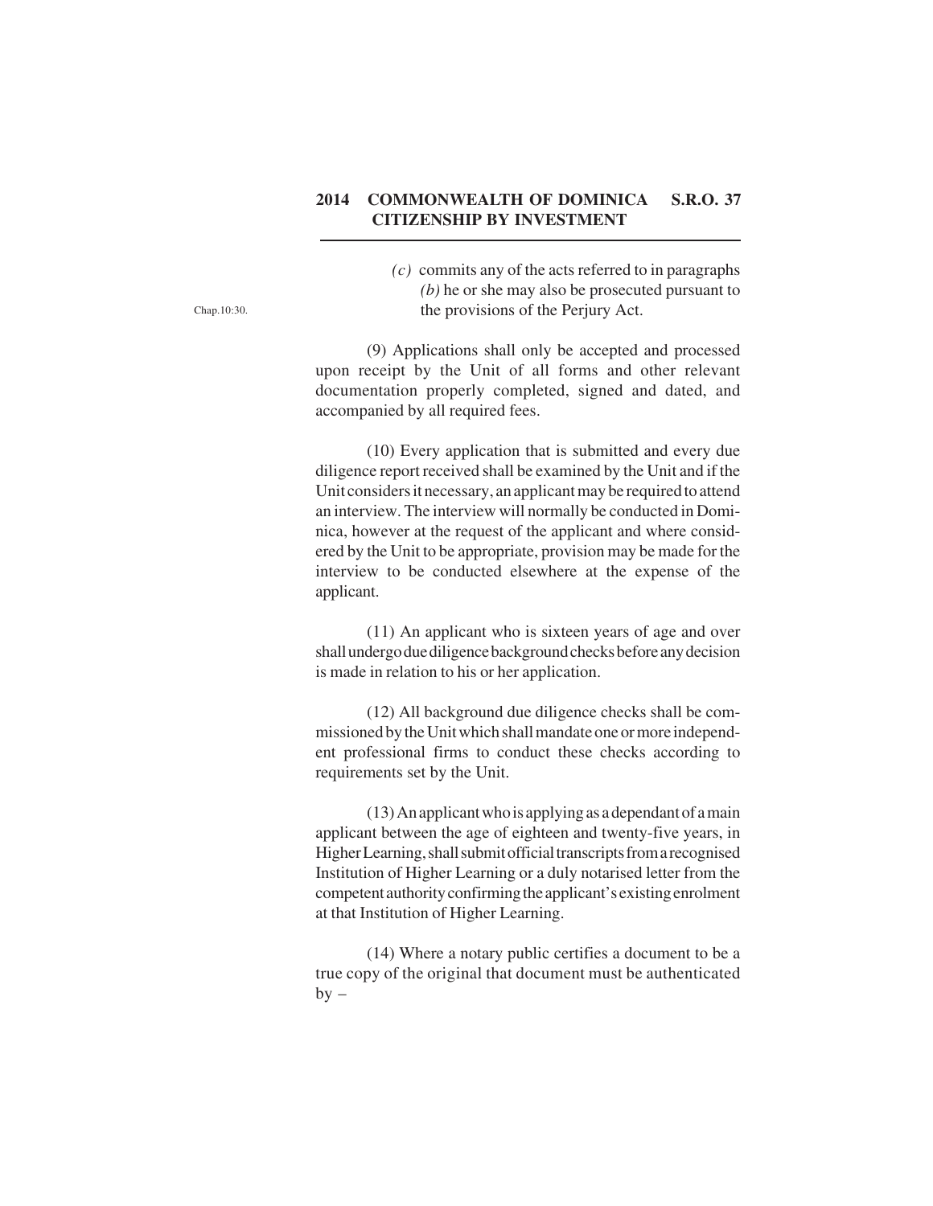*(c)* commits any of the acts referred to in paragraphs *(b)* he or she may also be prosecuted pursuant to the provisions of the Perjury Act.

Chap.10:30.

(9) Applications shall only be accepted and processed upon receipt by the Unit of all forms and other relevant documentation properly completed, signed and dated, and accompanied by all required fees.

(10) Every application that is submitted and every due diligence report received shall be examined by the Unit and if the Unit considers it necessary, an applicant may be required to attend an interview. The interview will normally be conducted in Dominica, however at the request of the applicant and where considered by the Unit to be appropriate, provision may be made for the interview to be conducted elsewhere at the expense of the applicant.

(11) An applicant who is sixteen years of age and over shall undergo due diligence background checks before any decision is made in relation to his or her application.

(12) All background due diligence checks shall be commissioned by the Unit which shall mandate one or more independent professional firms to conduct these checks according to requirements set by the Unit.

(13) An applicant who is applying as a dependant of a main applicant between the age of eighteen and twenty-five years, in Higher Learning, shall submit official transcripts from a recognised Institution of Higher Learning or a duly notarised letter from the competent authority confirming the applicant's existing enrolment at that Institution of Higher Learning.

(14) Where a notary public certifies a document to be a true copy of the original that document must be authenticated by –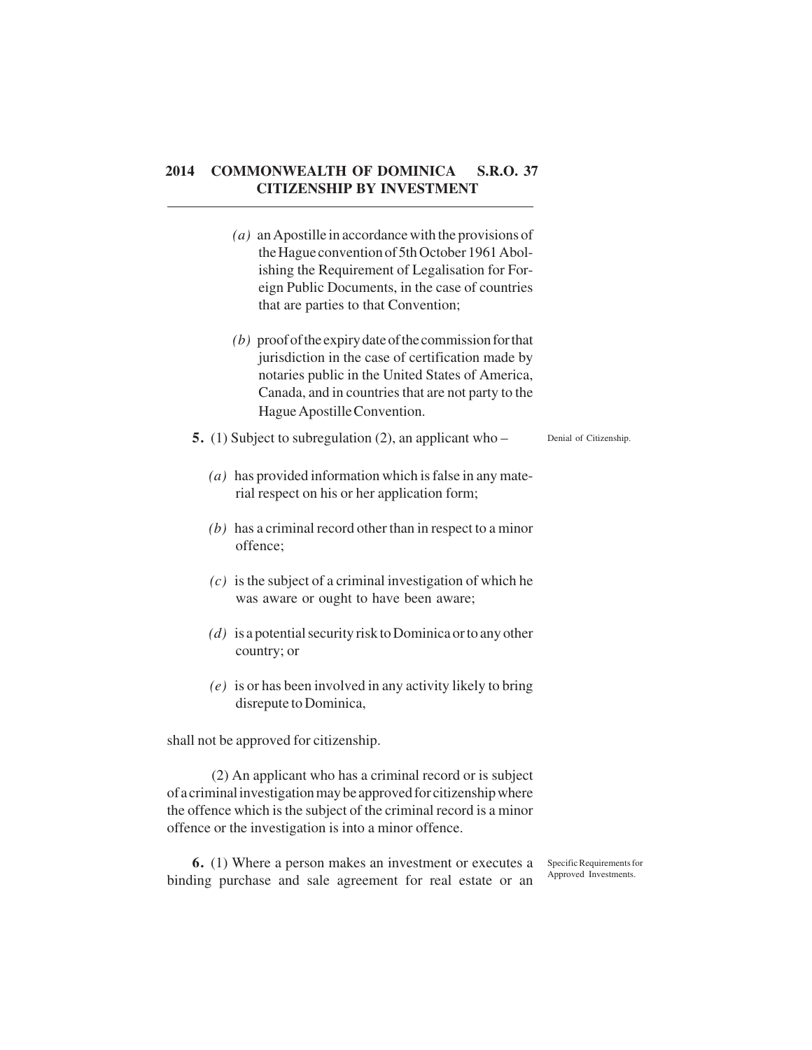*(a)* an Apostille in accordance with the provisions of the Hague convention of 5th October 1961 Abolishing the Requirement of Legalisation for Foreign Public Documents, in the case of countries that are parties to that Convention;

*(b)* proof of the expiry date of the commission for that jurisdiction in the case of certification made by notaries public in the United States of America, Canada, and in countries that are not party to the Hague Apostille Convention.

Denial of Citizenship.

**5.** (1) Subject to subregulation (2), an applicant who –

*(a)* has provided information which is false in any material respect on his or her application form;

*(b)* has a criminal record other than in respect to a minor offence;

*(c)* is the subject of a criminal investigation of which he was aware or ought to have been aware;

*(d)* is a potential security risk to Dominica or to any other country; or

*(e)* is or has been involved in any activity likely to bring disrepute to Dominica,

shall not be approved for citizenship.

(2) An applicant who has a criminal record or is subject of a criminal investigation may be approved for citizenship where the offence which is the subject of the criminal record is a minor offence or the investigation is into a minor offence.

Specific Requirements for Approved Investments.

**6.** (1) Where a person makes an investment or executes a binding purchase and sale agreement for real estate or an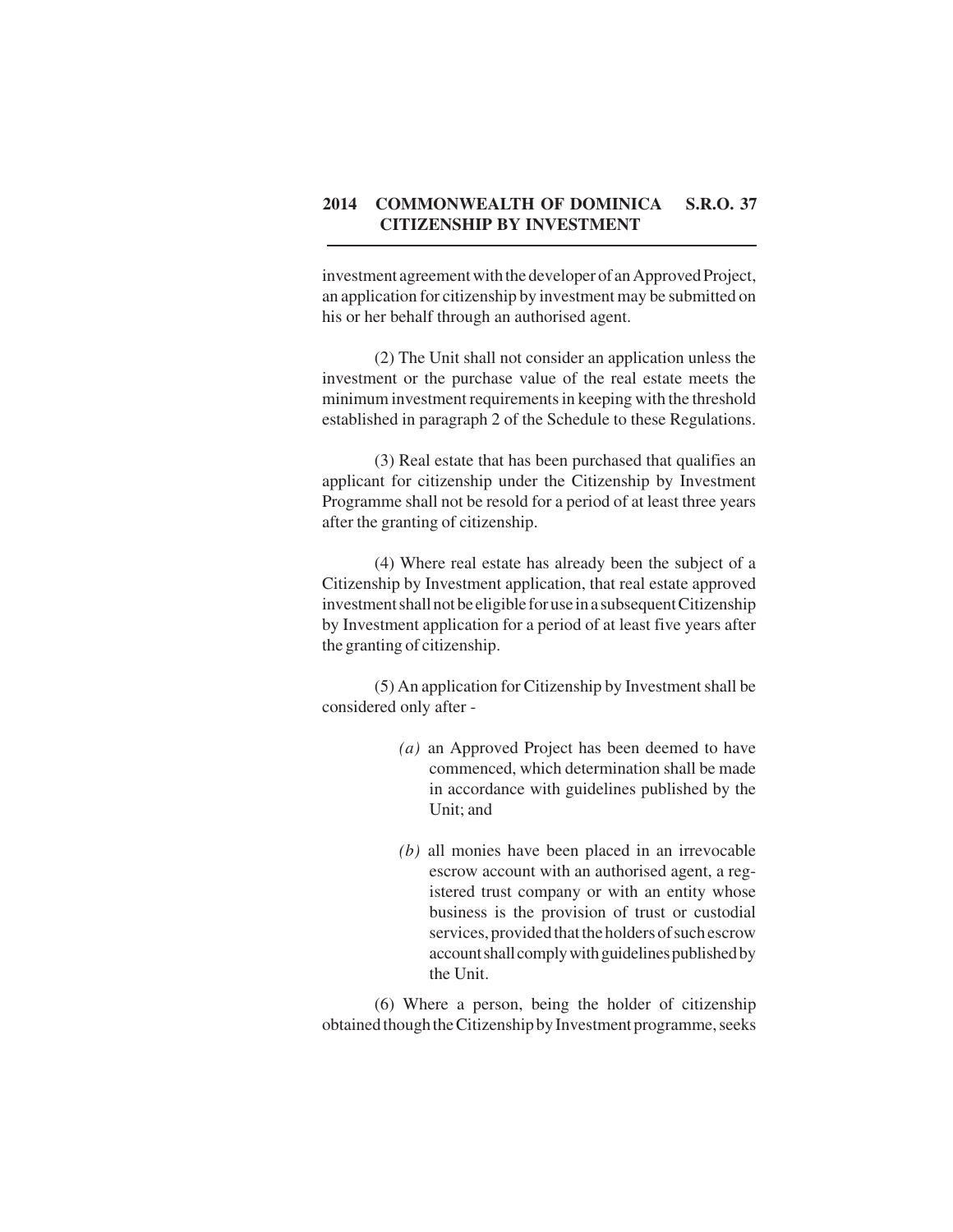investment agreement with the developer of an Approved Project, an application for citizenship by investment may be submitted on his or her behalf through an authorised agent.

(2) The Unit shall not consider an application unless the investment or the purchase value of the real estate meets the minimum investment requirements in keeping with the threshold established in paragraph 2 of the Schedule to these Regulations.

(3) Real estate that has been purchased that qualifies an applicant for citizenship under the Citizenship by Investment Programme shall not be resold for a period of at least three years after the granting of citizenship.

(4) Where real estate has already been the subject of a Citizenship by Investment application, that real estate approved investment shall not be eligible for use in a subsequent Citizenship by Investment application for a period of at least five years after the granting of citizenship.

(5) An application for Citizenship by Investment shall be considered only after -

*(a)* an Approved Project has been deemed to have commenced, which determination shall be made in accordance with guidelines published by the Unit; and

*(b)* all monies have been placed in an irrevocable escrow account with an authorised agent, a registered trust company or with an entity whose business is the provision of trust or custodial services, provided that the holders of such escrow account shall comply with guidelines published by the Unit.

(6) Where a person, being the holder of citizenship obtained though the Citizenship by Investment programme, seeks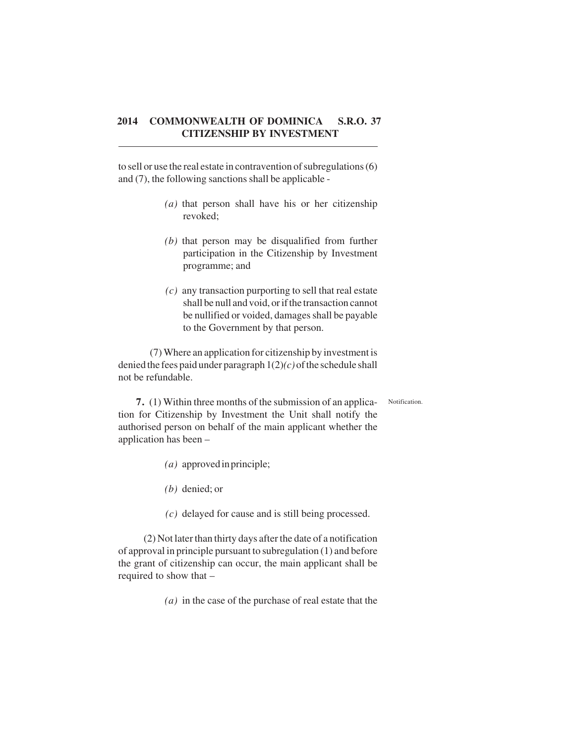to sell or use the real estate in contravention of subregulations (6) and (7), the following sanctions shall be applicable -

*(a)* that person shall have his or her citizenship revoked;

*(b)* that person may be disqualified from further participation in the Citizenship by Investment programme; and

*(c)* any transaction purporting to sell that real estate shall be null and void, or if the transaction cannot be nullified or voided, damages shall be payable to the Government by that person.

(7) Where an application for citizenship by investment is denied the fees paid under paragraph 1(2)*(c)* of the schedule shall not be refundable.

Notification.

**7.** (1) Within three months of the submission of an application for Citizenship by Investment the Unit shall notify the authorised person on behalf of the main applicant whether the application has been –

*(a)* approved in principle;

*(b)* denied; or

*(c)* delayed for cause and is still being processed.

(2) Not later than thirty days after the date of a notification of approval in principle pursuant to subregulation (1) and before the grant of citizenship can occur, the main applicant shall be required to show that –

*(a)* in the case of the purchase of real estate that the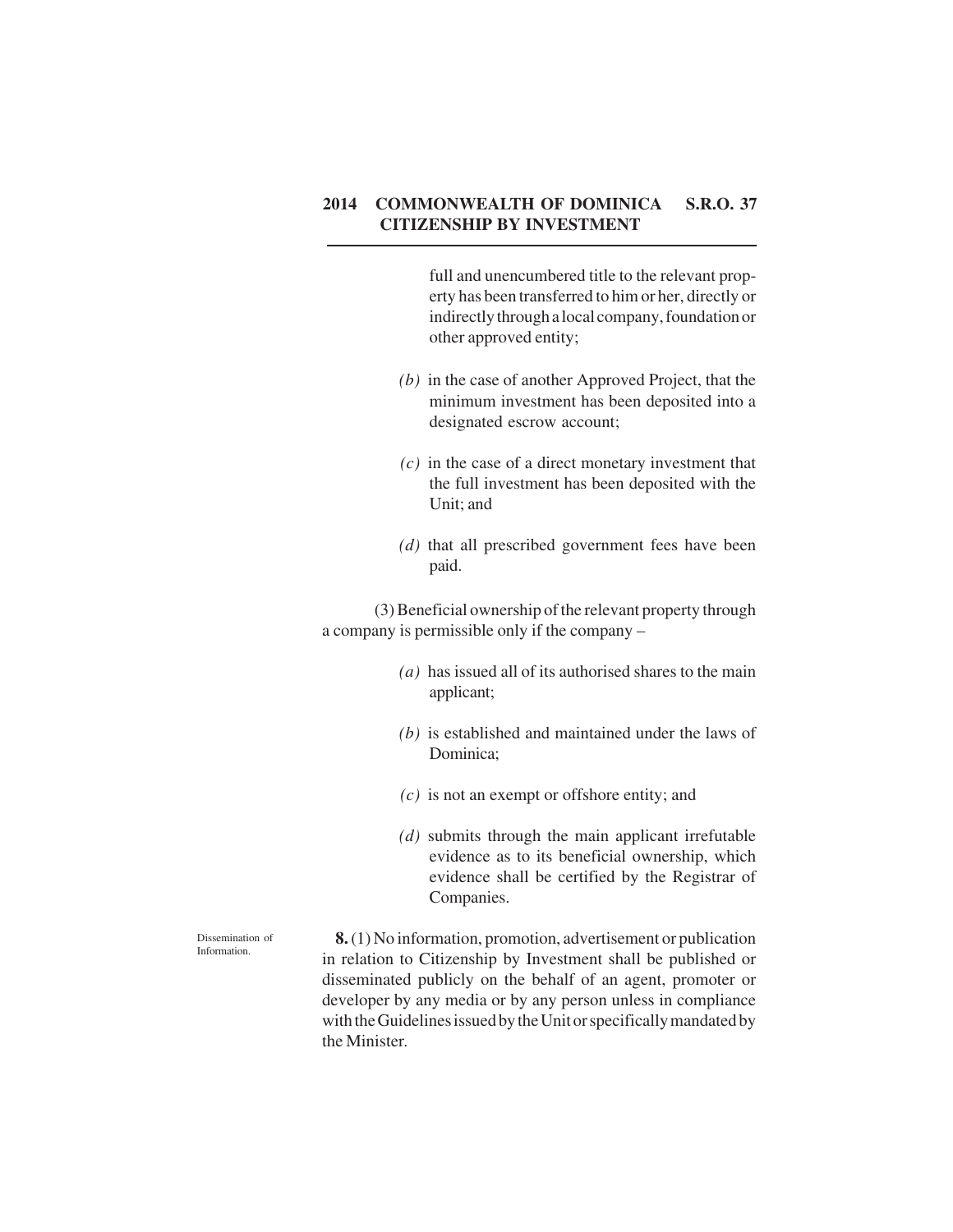full and unencumbered title to the relevant property has been transferred to him or her, directly or indirectly through a local company, foundation or other approved entity;

*(b)* in the case of another Approved Project, that the minimum investment has been deposited into a designated escrow account;

*(c)* in the case of a direct monetary investment that the full investment has been deposited with the Unit; and

*(d)* that all prescribed government fees have been paid.

(3) Beneficial ownership of the relevant property through a company is permissible only if the company –

*(a)* has issued all of its authorised shares to the main applicant;

*(b)* is established and maintained under the laws of Dominica;

*(c)* is not an exempt or offshore entity; and

*(d)* submits through the main applicant irrefutable evidence as to its beneficial ownership, which evidence shall be certified by the Registrar of Companies.

Dissemination of Information.

**8.** (1) No information, promotion, advertisement or publication in relation to Citizenship by Investment shall be published or disseminated publicly on the behalf of an agent, promoter or developer by any media or by any person unless in compliance with the Guidelines issued by the Unit or specifically mandated by the Minister.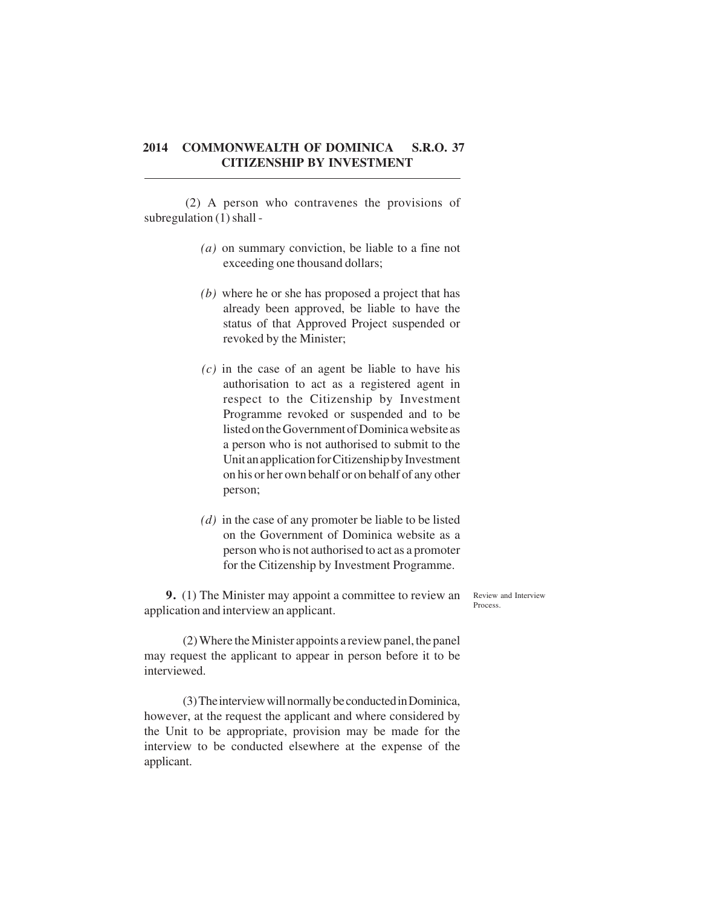(2) A person who contravenes the provisions of subregulation (1) shall -

*(a)* on summary conviction, be liable to a fine not exceeding one thousand dollars;

*(b)* where he or she has proposed a project that has already been approved, be liable to have the status of that Approved Project suspended or revoked by the Minister;

*(c)* in the case of an agent be liable to have his authorisation to act as a registered agent in respect to the Citizenship by Investment Programme revoked or suspended and to be listed on the Government of Dominica website as a person who is not authorised to submit to the Unit an application for Citizenship by Investment on his or her own behalf or on behalf of any other person;

*(d)* in the case of any promoter be liable to be listed on the Government of Dominica website as a person who is not authorised to act as a promoter for the Citizenship by Investment Programme.

Review and Interview Process.

**9.** (1) The Minister may appoint a committee to review an application and interview an applicant.

(2) Where the Minister appoints a review panel, the panel may request the applicant to appear in person before it to be interviewed.

(3) The interview will normally be conducted in Dominica, however, at the request the applicant and where considered by the Unit to be appropriate, provision may be made for the interview to be conducted elsewhere at the expense of the applicant.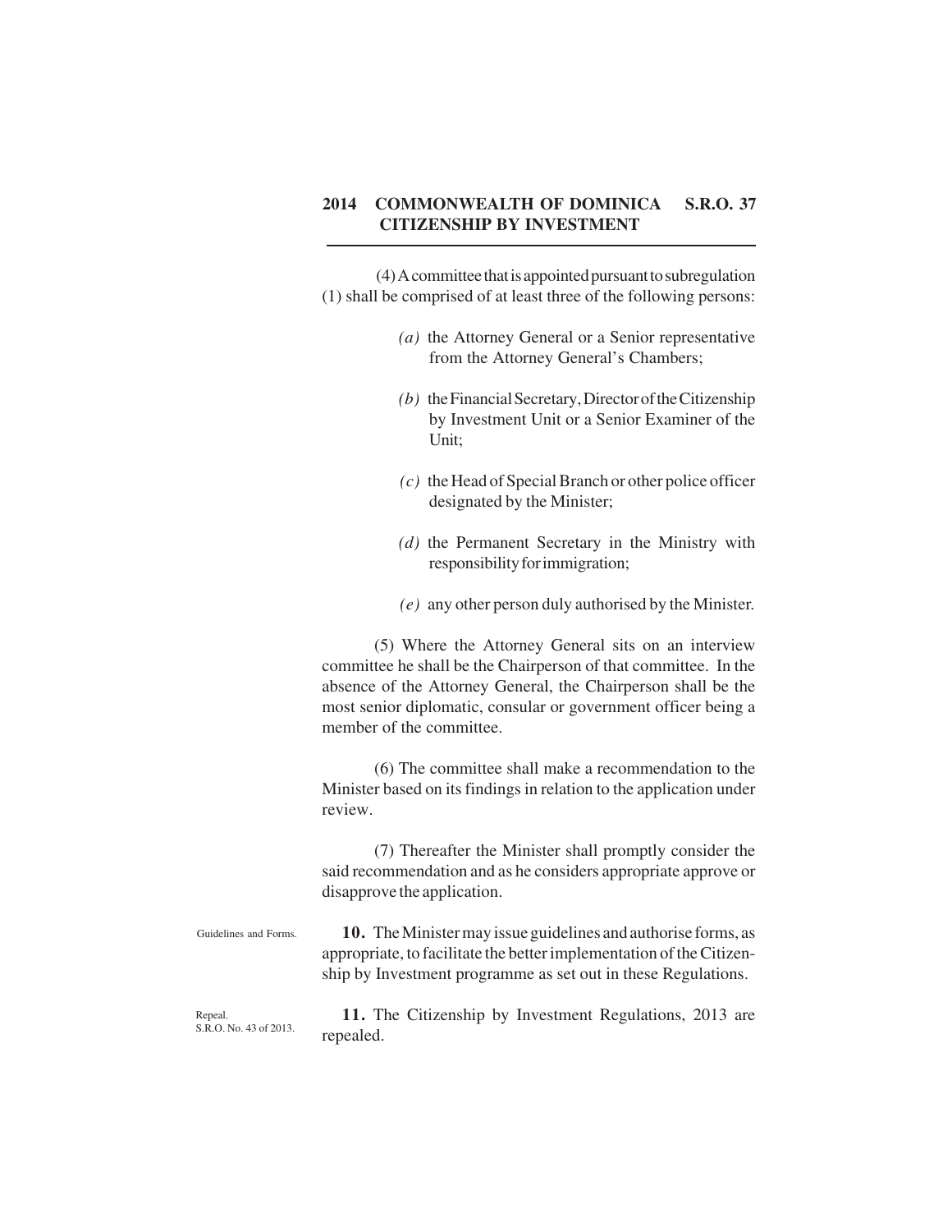(4) A committee that is appointed pursuant to subregulation (1) shall be comprised of at least three of the following persons:

*(a)* the Attorney General or a Senior representative from the Attorney General's Chambers;

*(b)* the Financial Secretary, Director of the Citizenship by Investment Unit or a Senior Examiner of the Unit;

*(c)* the Head of Special Branch or other police officer designated by the Minister;

*(d)* the Permanent Secretary in the Ministry with responsibility for immigration;

*(e)* any other person duly authorised by the Minister.

(5) Where the Attorney General sits on an interview committee he shall be the Chairperson of that committee. In the absence of the Attorney General, the Chairperson shall be the most senior diplomatic, consular or government officer being a member of the committee.

(6) The committee shall make a recommendation to the Minister based on its findings in relation to the application under review.

(7) Thereafter the Minister shall promptly consider the said recommendation and as he considers appropriate approve or disapprove the application.

Guidelines and Forms.

**10.** The Minister may issue guidelines and authorise forms, as appropriate, to facilitate the better implementation of the Citizenship by Investment programme as set out in these Regulations.

Repeal.
S.R.O. No. 43 of 2013.

**11.** The Citizenship by Investment Regulations, 2013 are repealed.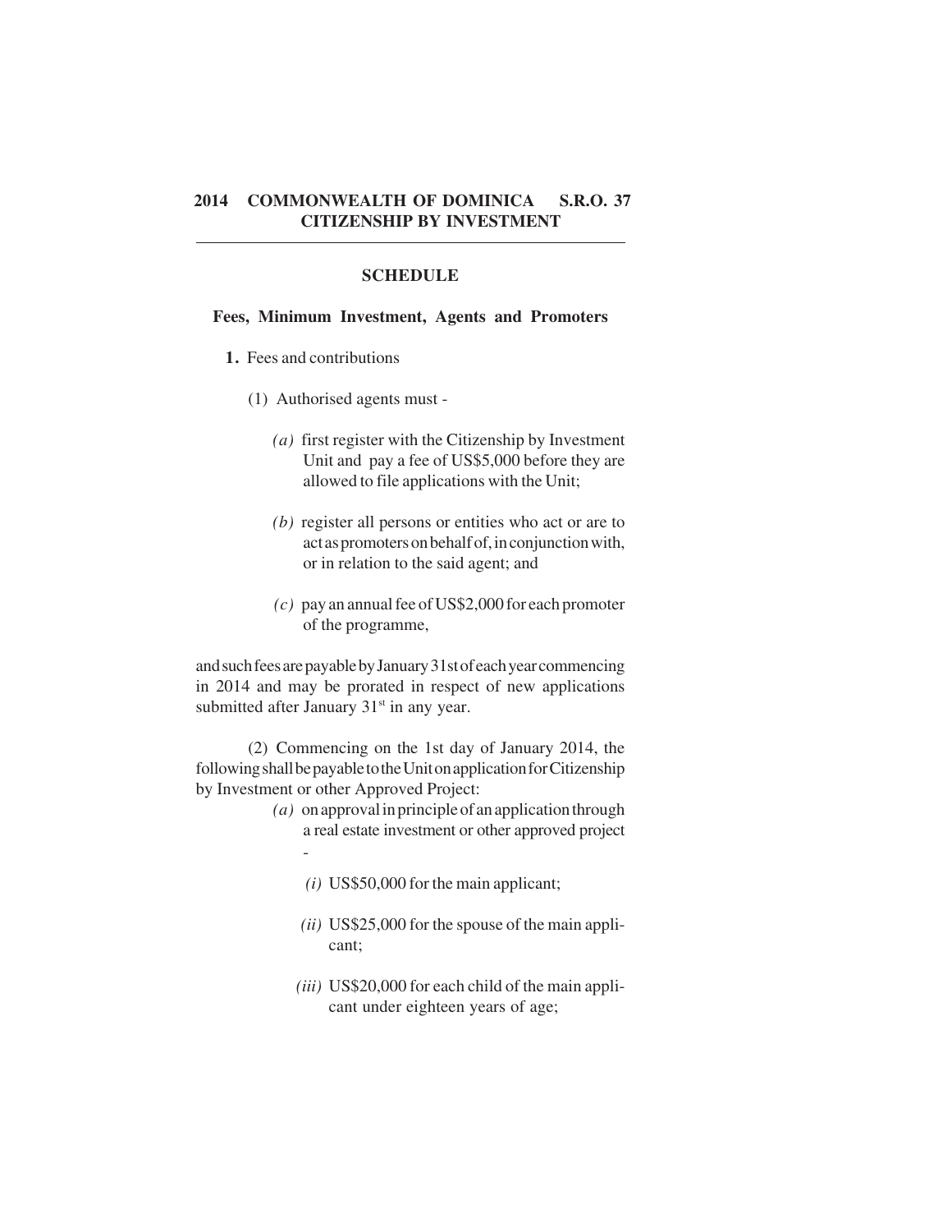## SCHEDULE

### Fees, Minimum Investment, Agents and Promoters

**1.** Fees and contributions

(1) Authorised agents must -

*(a)* first register with the Citizenship by Investment Unit and pay a fee of US$5,000 before they are allowed to file applications with the Unit;

*(b)* register all persons or entities who act or are to act as promoters on behalf of, in conjunction with, or in relation to the said agent; and

*(c)* pay an annual fee of US$2,000 for each promoter of the programme,

and such fees are payable by January 31st of each year commencing in 2014 and may be prorated in respect of new applications submitted after January 31st in any year.

(2) Commencing on the 1st day of January 2014, the following shall be payable to the Unit on application for Citizenship by Investment or other Approved Project:

*(a)* on approval in principle of an application through a real estate investment or other approved project -

*(i)* US$50,000 for the main applicant;

*(ii)* US$25,000 for the spouse of the main applicant;

*(iii)* US$20,000 for each child of the main applicant under eighteen years of age;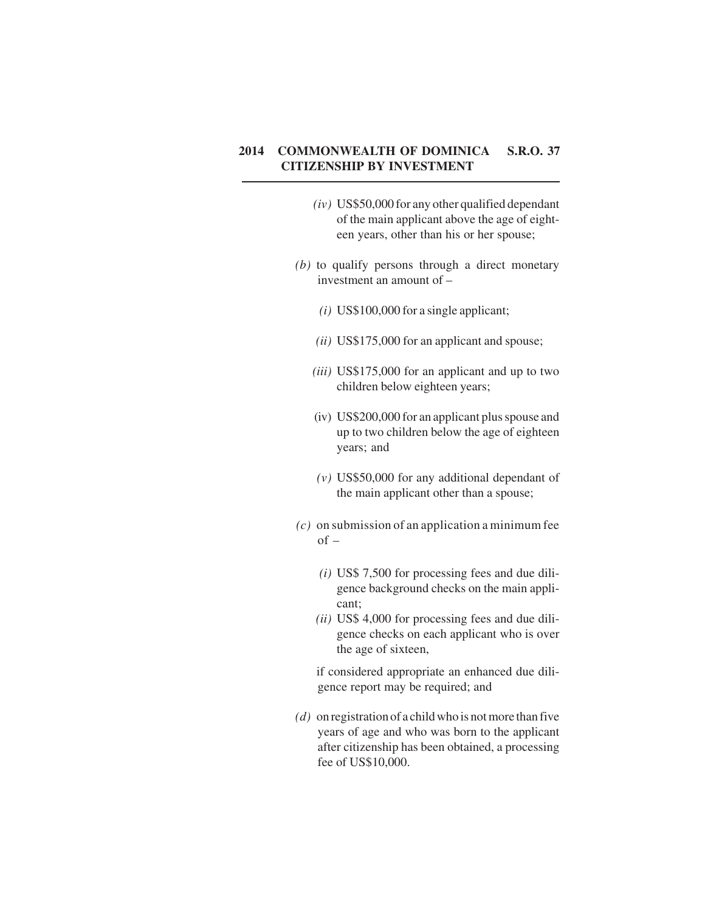*(iv)* US$50,000 for any other qualified dependant of the main applicant above the age of eighteen years, other than his or her spouse;

*(b)* to qualify persons through a direct monetary investment an amount of –

*(i)* US$100,000 for a single applicant;

*(ii)* US$175,000 for an applicant and spouse;

*(iii)* US$175,000 for an applicant and up to two children below eighteen years;

(iv) US$200,000 for an applicant plus spouse and up to two children below the age of eighteen years; and

*(v)* US$50,000 for any additional dependant of the main applicant other than a spouse;

*(c)* on submission of an application a minimum fee of –

*(i)* US$ 7,500 for processing fees and due diligence background checks on the main applicant;

*(ii)* US$ 4,000 for processing fees and due diligence checks on each applicant who is over the age of sixteen,

if considered appropriate an enhanced due diligence report may be required; and

*(d)* on registration of a child who is not more than five years of age and who was born to the applicant after citizenship has been obtained, a processing fee of US$10,000.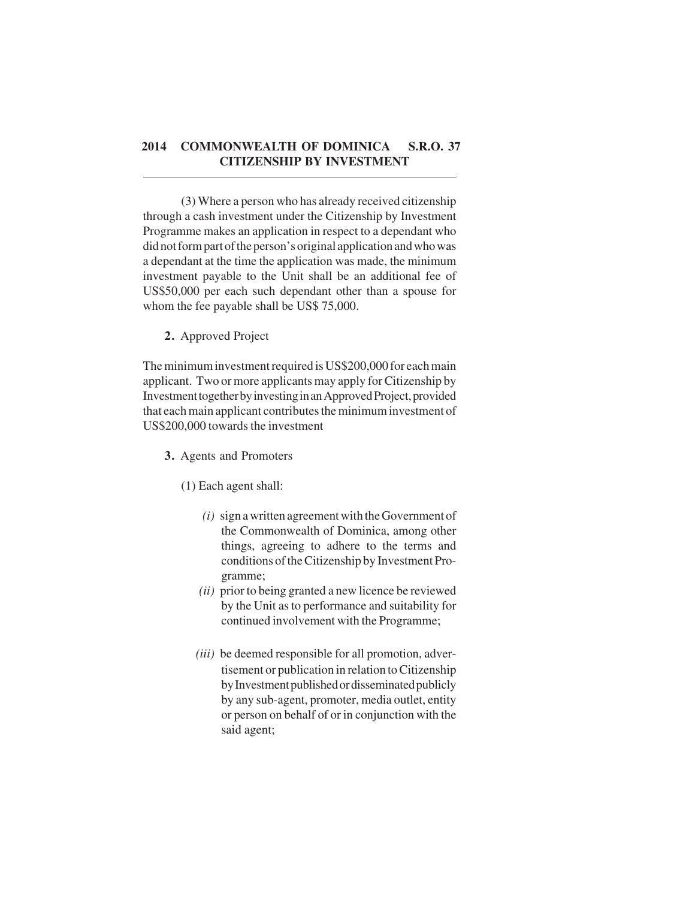(3) Where a person who has already received citizenship through a cash investment under the Citizenship by Investment Programme makes an application in respect to a dependant who did not form part of the person's original application and who was a dependant at the time the application was made, the minimum investment payable to the Unit shall be an additional fee of US$50,000 per each such dependant other than a spouse for whom the fee payable shall be US$ 75,000.

**2.** Approved Project

The minimum investment required is US$200,000 for each main applicant. Two or more applicants may apply for Citizenship by Investment together by investing in an Approved Project, provided that each main applicant contributes the minimum investment of US$200,000 towards the investment

**3.** Agents and Promoters

(1) Each agent shall:

*(i)* sign a written agreement with the Government of the Commonwealth of Dominica, among other things, agreeing to adhere to the terms and conditions of the Citizenship by Investment Programme;

*(ii)* prior to being granted a new licence be reviewed by the Unit as to performance and suitability for continued involvement with the Programme;

*(iii)* be deemed responsible for all promotion, advertisement or publication in relation to Citizenship by Investment published or disseminated publicly by any sub-agent, promoter, media outlet, entity or person on behalf of or in conjunction with the said agent;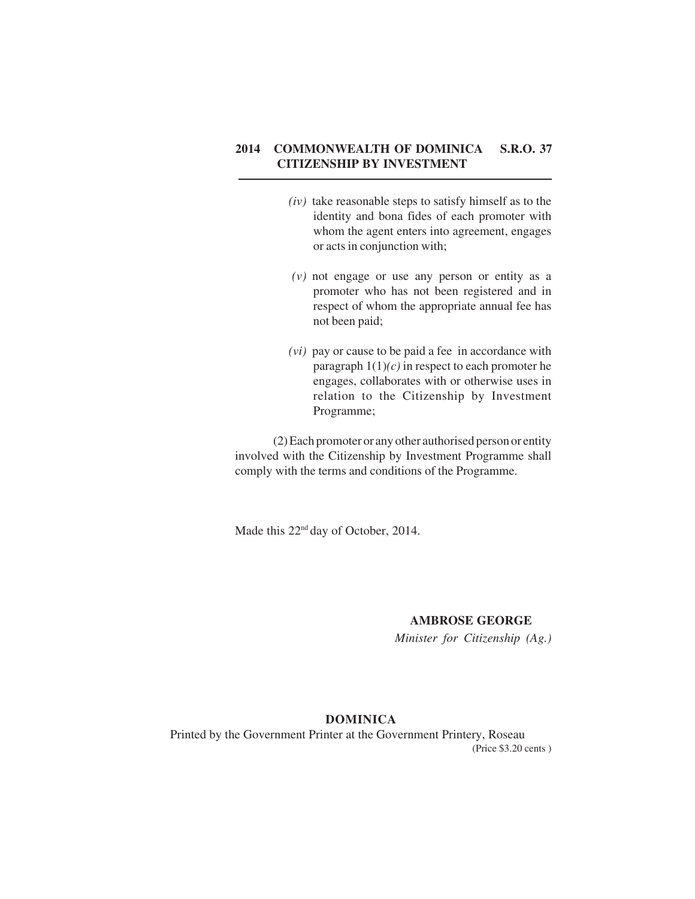*(iv)* take reasonable steps to satisfy himself as to the identity and bona fides of each promoter with whom the agent enters into agreement, engages or acts in conjunction with;

*(v)* not engage or use any person or entity as a promoter who has not been registered and in respect of whom the appropriate annual fee has not been paid;

*(vi)* pay or cause to be paid a fee in accordance with paragraph 1(1)*(c)* in respect to each promoter he engages, collaborates with or otherwise uses in relation to the Citizenship by Investment Programme;

(2) Each promoter or any other authorised person or entity involved with the Citizenship by Investment Programme shall comply with the terms and conditions of the Programme.

Made this 22nd day of October, 2014.

**AMBROSE GEORGE**
*Minister for Citizenship (Ag.)*

**DOMINICA**
Printed by the Government Printer at the Government Printery, Roseau
(Price $3.20 cents )